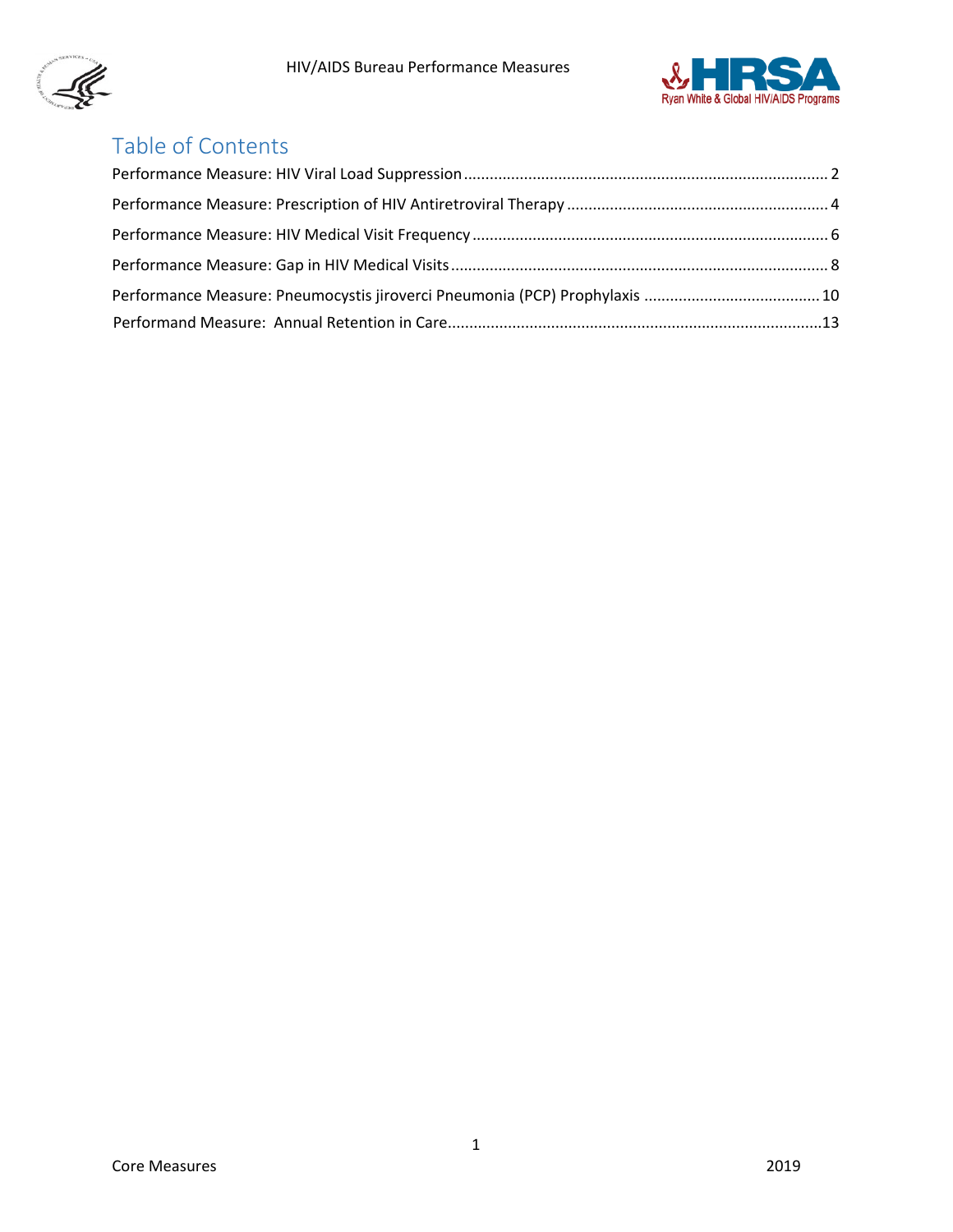# Table of Contents

Performance Measure: HIV Viral Load Suppression ........ 2

Performance Measure: Prescription of HIV Antiretroviral Therapy ........ 4

Performance Measure: HIV Medical Visit Frequency ........ 6

Performance Measure: Gap in HIV Medical Visits ........ 8

Performance Measure: Pneumocystis jiroverci Pneumonia (PCP) Prophylaxis ........ 10

Performand Measure: Annual Retention in Care ........ 13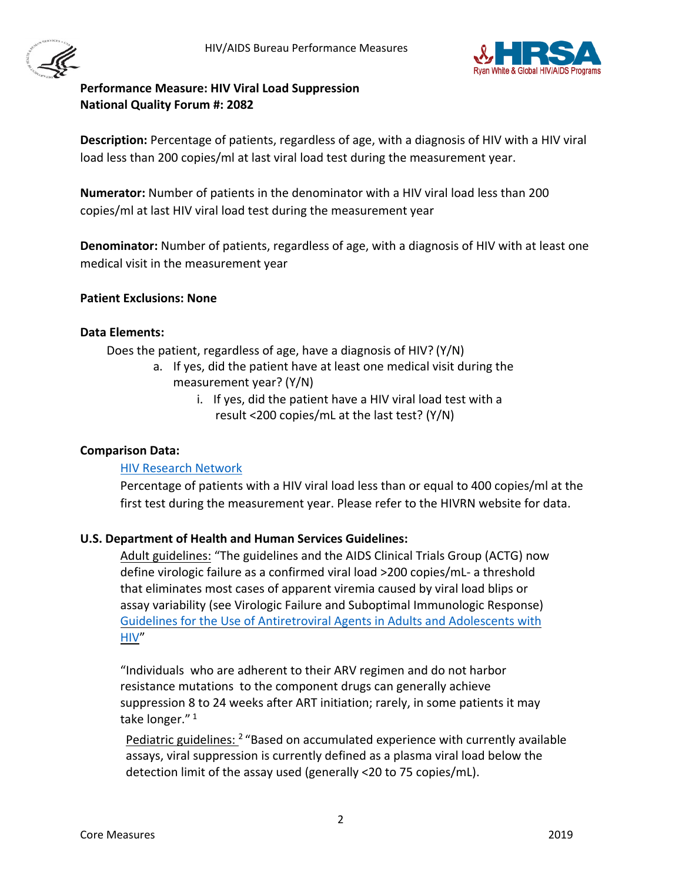**Performance Measure: HIV Viral Load Suppression**
**National Quality Forum #: 2082**

**Description:** Percentage of patients, regardless of age, with a diagnosis of HIV with a HIV viral load less than 200 copies/ml at last viral load test during the measurement year.

**Numerator:** Number of patients in the denominator with a HIV viral load less than 200 copies/ml at last HIV viral load test during the measurement year

**Denominator:** Number of patients, regardless of age, with a diagnosis of HIV with at least one medical visit in the measurement year

**Patient Exclusions: None**

**Data Elements:**

Does the patient, regardless of age, have a diagnosis of HIV? (Y/N)

a. If yes, did the patient have at least one medical visit during the measurement year? (Y/N)
    i. If yes, did the patient have a HIV viral load test with a result <200 copies/mL at the last test? (Y/N)

**Comparison Data:**

HIV Research Network

Percentage of patients with a HIV viral load less than or equal to 400 copies/ml at the first test during the measurement year. Please refer to the HIVRN website for data.

**U.S. Department of Health and Human Services Guidelines:**

Adult guidelines: "The guidelines and the AIDS Clinical Trials Group (ACTG) now define virologic failure as a confirmed viral load >200 copies/mL- a threshold that eliminates most cases of apparent viremia caused by viral load blips or assay variability (see Virologic Failure and Suboptimal Immunologic Response) Guidelines for the Use of Antiretroviral Agents in Adults and Adolescents with HIV"

"Individuals who are adherent to their ARV regimen and do not harbor resistance mutations to the component drugs can generally achieve suppression 8 to 24 weeks after ART initiation; rarely, in some patients it may take longer." [1]

Pediatric guidelines: [2] "Based on accumulated experience with currently available assays, viral suppression is currently defined as a plasma viral load below the detection limit of the assay used (generally <20 to 75 copies/mL).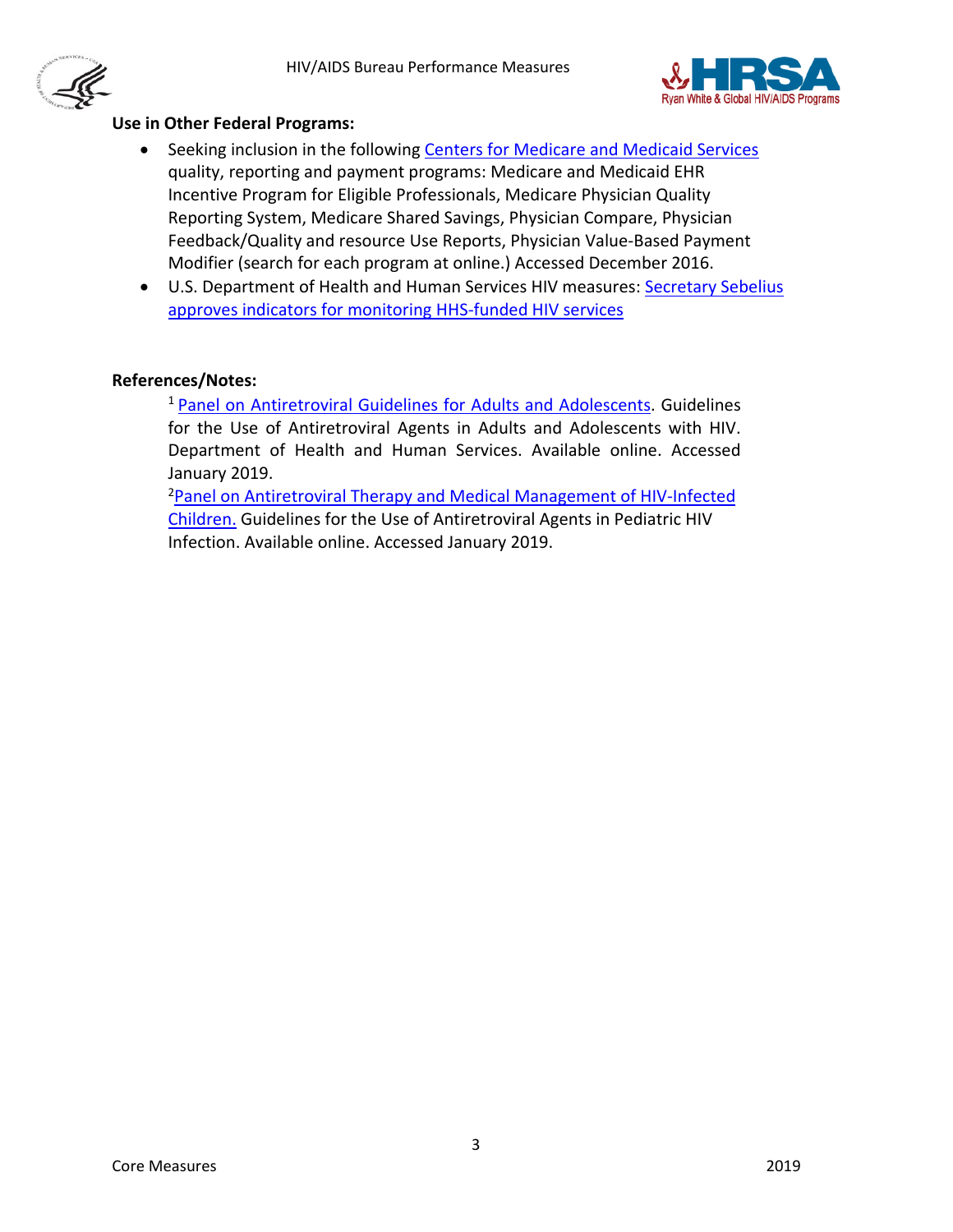**Use in Other Federal Programs:**

- Seeking inclusion in the following Centers for Medicare and Medicaid Services quality, reporting and payment programs: Medicare and Medicaid EHR Incentive Program for Eligible Professionals, Medicare Physician Quality Reporting System, Medicare Shared Savings, Physician Compare, Physician Feedback/Quality and resource Use Reports, Physician Value-Based Payment Modifier (search for each program at online.) Accessed December 2016.
- U.S. Department of Health and Human Services HIV measures: Secretary Sebelius approves indicators for monitoring HHS-funded HIV services

**References/Notes:**

[1] Panel on Antiretroviral Guidelines for Adults and Adolescents. Guidelines for the Use of Antiretroviral Agents in Adults and Adolescents with HIV. Department of Health and Human Services. Available online. Accessed January 2019.

[2] Panel on Antiretroviral Therapy and Medical Management of HIV-Infected Children. Guidelines for the Use of Antiretroviral Agents in Pediatric HIV Infection. Available online. Accessed January 2019.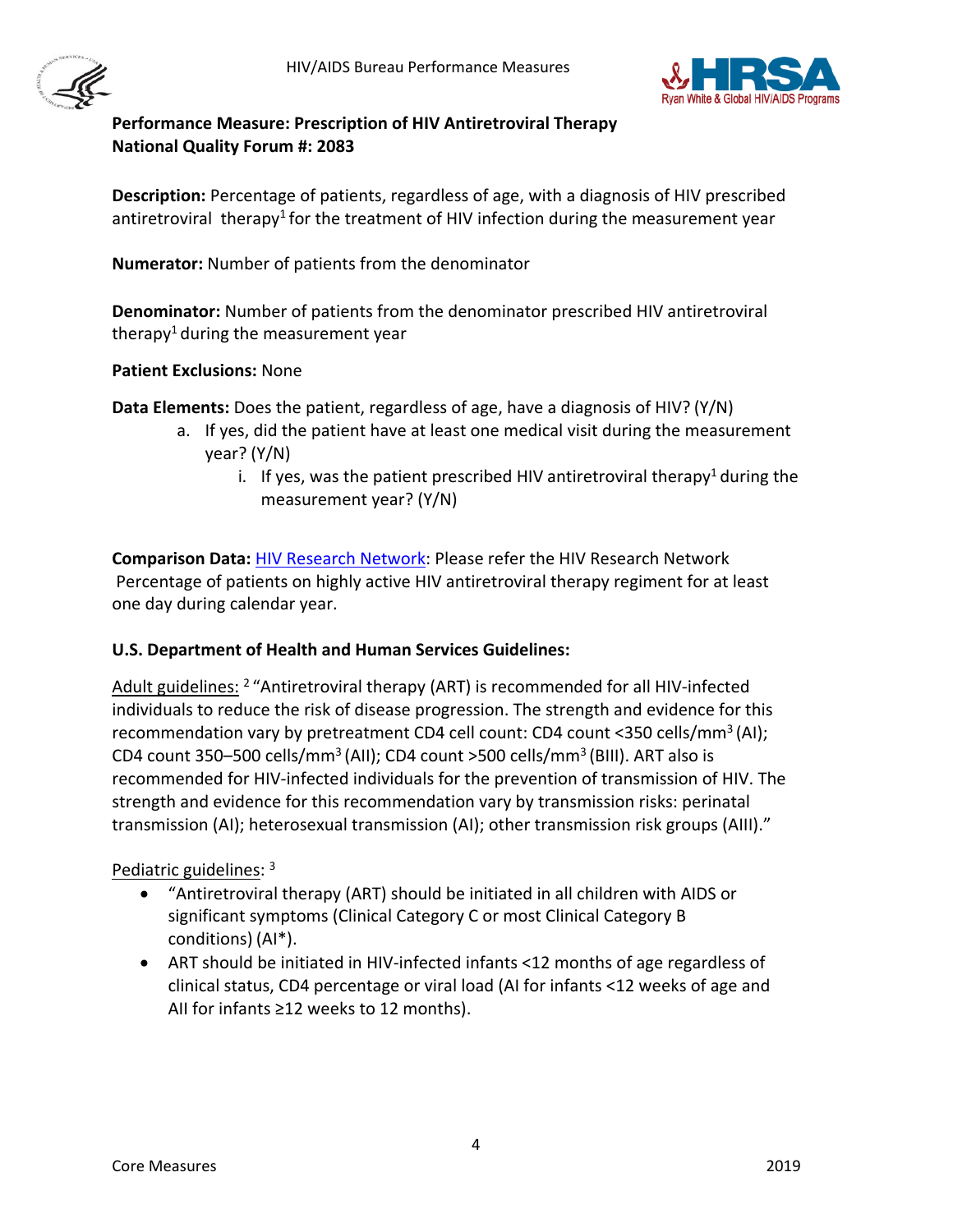**Performance Measure: Prescription of HIV Antiretroviral Therapy**
**National Quality Forum #: 2083**

**Description:** Percentage of patients, regardless of age, with a diagnosis of HIV prescribed antiretroviral therapy[1] for the treatment of HIV infection during the measurement year

**Numerator:** Number of patients from the denominator

**Denominator:** Number of patients from the denominator prescribed HIV antiretroviral therapy[1] during the measurement year

**Patient Exclusions:** None

**Data Elements:** Does the patient, regardless of age, have a diagnosis of HIV? (Y/N)

a. If yes, did the patient have at least one medical visit during the measurement year? (Y/N)
    i. If yes, was the patient prescribed HIV antiretroviral therapy[1] during the measurement year? (Y/N)

**Comparison Data:** HIV Research Network: Please refer the HIV Research Network Percentage of patients on highly active HIV antiretroviral therapy regiment for at least one day during calendar year.

**U.S. Department of Health and Human Services Guidelines:**

Adult guidelines: [2] "Antiretroviral therapy (ART) is recommended for all HIV-infected individuals to reduce the risk of disease progression. The strength and evidence for this recommendation vary by pretreatment CD4 cell count: CD4 count <350 cells/mm[3] (AI); CD4 count 350–500 cells/mm[3] (AII); CD4 count >500 cells/mm[3] (BIII). ART also is recommended for HIV-infected individuals for the prevention of transmission of HIV. The strength and evidence for this recommendation vary by transmission risks: perinatal transmission (AI); heterosexual transmission (AI); other transmission risk groups (AIII)."

Pediatric guidelines: [3]

- "Antiretroviral therapy (ART) should be initiated in all children with AIDS or significant symptoms (Clinical Category C or most Clinical Category B conditions) (AI*).
- ART should be initiated in HIV-infected infants <12 months of age regardless of clinical status, CD4 percentage or viral load (AI for infants <12 weeks of age and AII for infants ≥12 weeks to 12 months).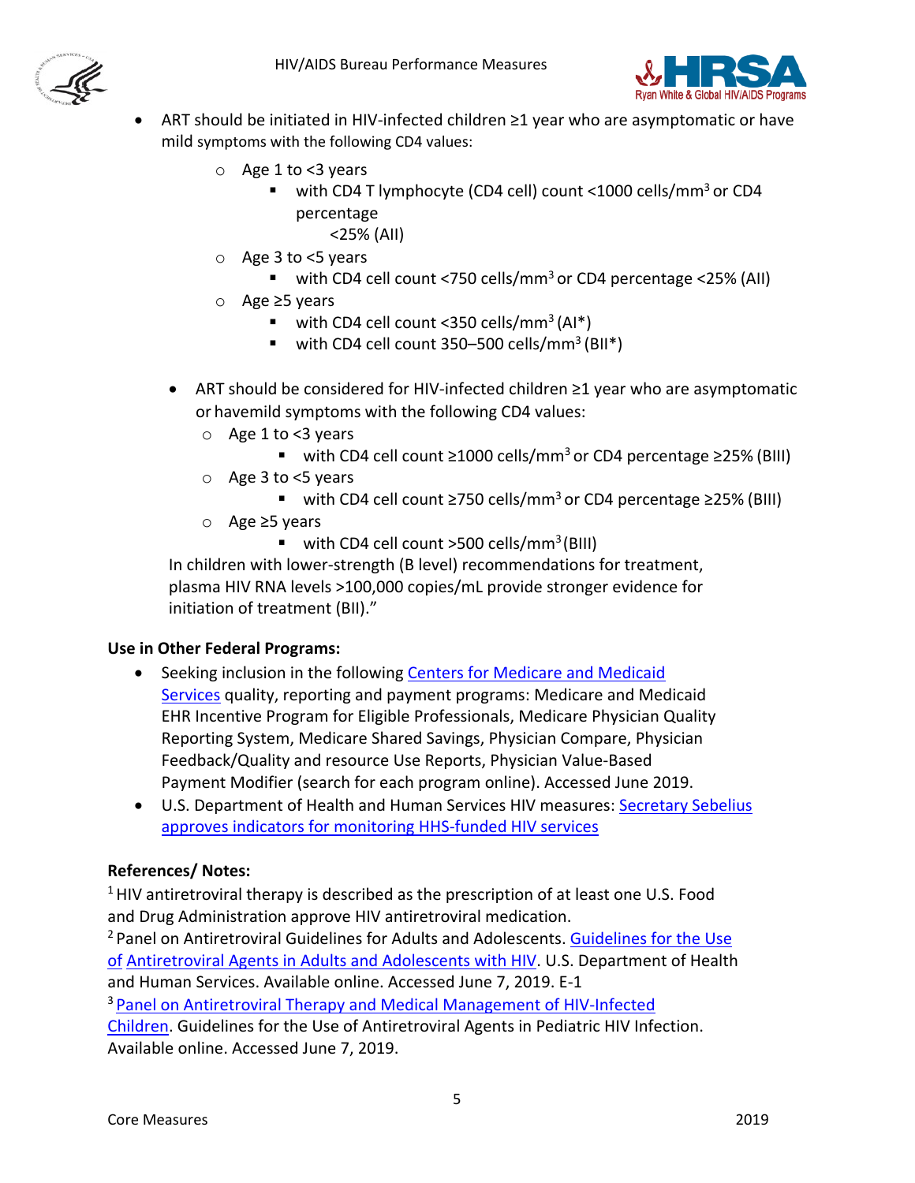- ART should be initiated in HIV-infected children ≥1 year who are asymptomatic or have mild symptoms with the following CD4 values:
  - Age 1 to <3 years
    - with CD4 T lymphocyte (CD4 cell) count <1000 cells/mm[3] or CD4 percentage <25% (AII)
  - Age 3 to <5 years
    - with CD4 cell count <750 cells/mm[3] or CD4 percentage <25% (AII)
  - Age ≥5 years
    - with CD4 cell count <350 cells/mm[3] (AI*)
    - with CD4 cell count 350–500 cells/mm[3] (BII*)

- ART should be considered for HIV-infected children ≥1 year who are asymptomatic or havemild symptoms with the following CD4 values:
  - Age 1 to <3 years
    - with CD4 cell count ≥1000 cells/mm[3] or CD4 percentage ≥25% (BIII)
  - Age 3 to <5 years
    - with CD4 cell count ≥750 cells/mm[3] or CD4 percentage ≥25% (BIII)
  - Age ≥5 years
    - with CD4 cell count >500 cells/mm[3] (BIII)

  In children with lower-strength (B level) recommendations for treatment, plasma HIV RNA levels >100,000 copies/mL provide stronger evidence for initiation of treatment (BII)."

**Use in Other Federal Programs:**

- Seeking inclusion in the following Centers for Medicare and Medicaid Services quality, reporting and payment programs: Medicare and Medicaid EHR Incentive Program for Eligible Professionals, Medicare Physician Quality Reporting System, Medicare Shared Savings, Physician Compare, Physician Feedback/Quality and resource Use Reports, Physician Value-Based Payment Modifier (search for each program online). Accessed June 2019.
- U.S. Department of Health and Human Services HIV measures: Secretary Sebelius approves indicators for monitoring HHS-funded HIV services

**References/ Notes:**

[1] HIV antiretroviral therapy is described as the prescription of at least one U.S. Food and Drug Administration approve HIV antiretroviral medication.

[2] Panel on Antiretroviral Guidelines for Adults and Adolescents. Guidelines for the Use of Antiretroviral Agents in Adults and Adolescents with HIV. U.S. Department of Health and Human Services. Available online. Accessed June 7, 2019. E-1

[3] Panel on Antiretroviral Therapy and Medical Management of HIV-Infected Children. Guidelines for the Use of Antiretroviral Agents in Pediatric HIV Infection. Available online. Accessed June 7, 2019.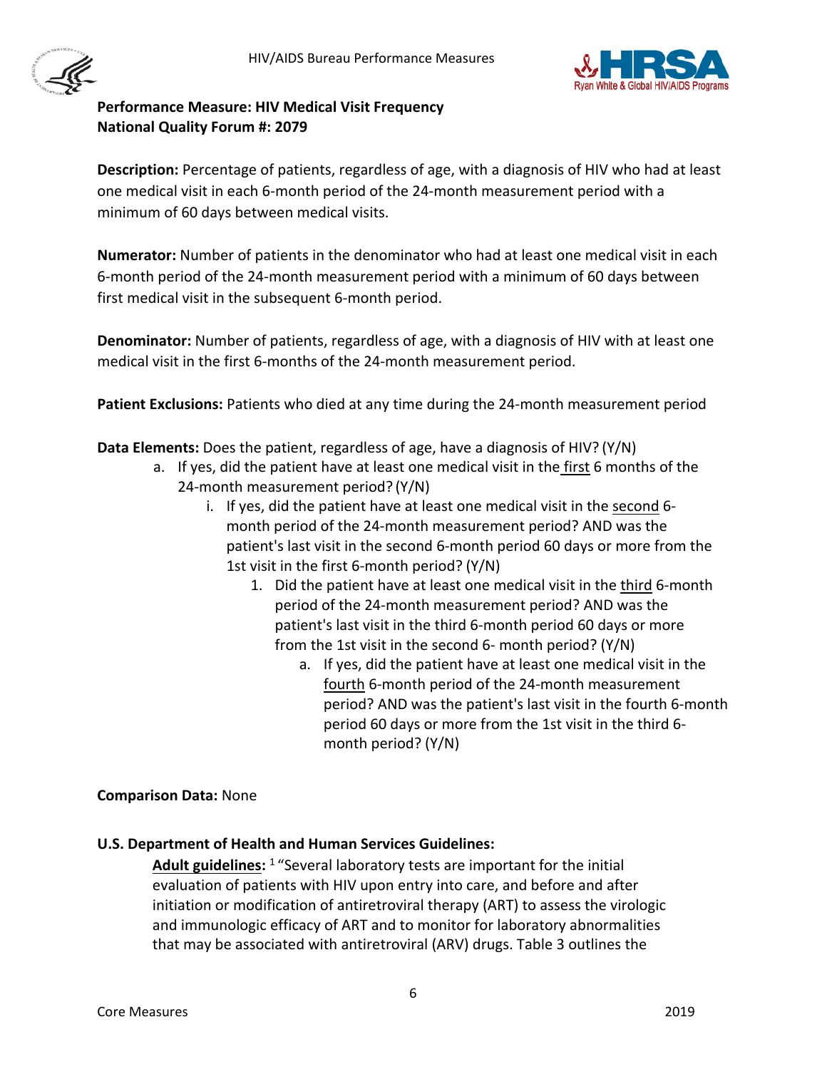**Performance Measure: HIV Medical Visit Frequency**
**National Quality Forum #: 2079**

**Description:** Percentage of patients, regardless of age, with a diagnosis of HIV who had at least one medical visit in each 6-month period of the 24-month measurement period with a minimum of 60 days between medical visits.

**Numerator:** Number of patients in the denominator who had at least one medical visit in each 6-month period of the 24-month measurement period with a minimum of 60 days between first medical visit in the subsequent 6-month period.

**Denominator:** Number of patients, regardless of age, with a diagnosis of HIV with at least one medical visit in the first 6-months of the 24-month measurement period.

**Patient Exclusions:** Patients who died at any time during the 24-month measurement period

**Data Elements:** Does the patient, regardless of age, have a diagnosis of HIV? (Y/N)

- a. If yes, did the patient have at least one medical visit in the first 6 months of the 24-month measurement period? (Y/N)
  - i. If yes, did the patient have at least one medical visit in the second 6-month period of the 24-month measurement period? AND was the patient's last visit in the second 6-month period 60 days or more from the 1st visit in the first 6-month period? (Y/N)
    1. Did the patient have at least one medical visit in the third 6-month period of the 24-month measurement period? AND was the patient's last visit in the third 6-month period 60 days or more from the 1st visit in the second 6- month period? (Y/N)
       - a. If yes, did the patient have at least one medical visit in the fourth 6-month period of the 24-month measurement period? AND was the patient's last visit in the fourth 6-month period 60 days or more from the 1st visit in the third 6-month period? (Y/N)

**Comparison Data:** None

**U.S. Department of Health and Human Services Guidelines:**

**Adult guidelines:** [1] "Several laboratory tests are important for the initial evaluation of patients with HIV upon entry into care, and before and after initiation or modification of antiretroviral therapy (ART) to assess the virologic and immunologic efficacy of ART and to monitor for laboratory abnormalities that may be associated with antiretroviral (ARV) drugs. Table 3 outlines the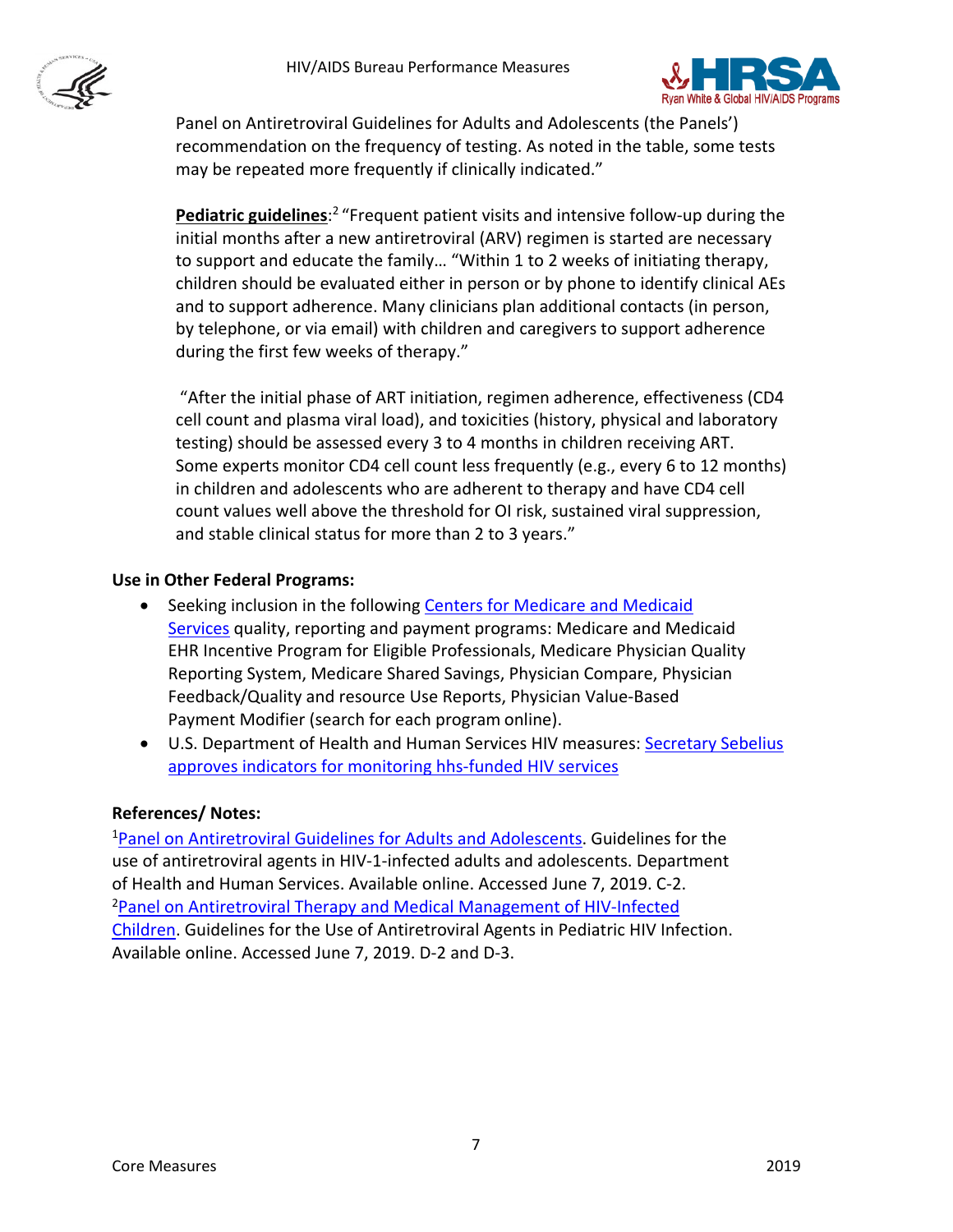Panel on Antiretroviral Guidelines for Adults and Adolescents (the Panels') recommendation on the frequency of testing. As noted in the table, some tests may be repeated more frequently if clinically indicated."

**Pediatric guidelines**:[2] "Frequent patient visits and intensive follow-up during the initial months after a new antiretroviral (ARV) regimen is started are necessary to support and educate the family… "Within 1 to 2 weeks of initiating therapy, children should be evaluated either in person or by phone to identify clinical AEs and to support adherence. Many clinicians plan additional contacts (in person, by telephone, or via email) with children and caregivers to support adherence during the first few weeks of therapy."

"After the initial phase of ART initiation, regimen adherence, effectiveness (CD4 cell count and plasma viral load), and toxicities (history, physical and laboratory testing) should be assessed every 3 to 4 months in children receiving ART. Some experts monitor CD4 cell count less frequently (e.g., every 6 to 12 months) in children and adolescents who are adherent to therapy and have CD4 cell count values well above the threshold for OI risk, sustained viral suppression, and stable clinical status for more than 2 to 3 years."

**Use in Other Federal Programs:**

- Seeking inclusion in the following Centers for Medicare and Medicaid Services quality, reporting and payment programs: Medicare and Medicaid EHR Incentive Program for Eligible Professionals, Medicare Physician Quality Reporting System, Medicare Shared Savings, Physician Compare, Physician Feedback/Quality and resource Use Reports, Physician Value-Based Payment Modifier (search for each program online).
- U.S. Department of Health and Human Services HIV measures: Secretary Sebelius approves indicators for monitoring hhs-funded HIV services

**References/ Notes:**

[1]Panel on Antiretroviral Guidelines for Adults and Adolescents. Guidelines for the use of antiretroviral agents in HIV-1-infected adults and adolescents. Department of Health and Human Services. Available online. Accessed June 7, 2019. C-2.
[2]Panel on Antiretroviral Therapy and Medical Management of HIV-Infected Children. Guidelines for the Use of Antiretroviral Agents in Pediatric HIV Infection. Available online. Accessed June 7, 2019. D-2 and D-3.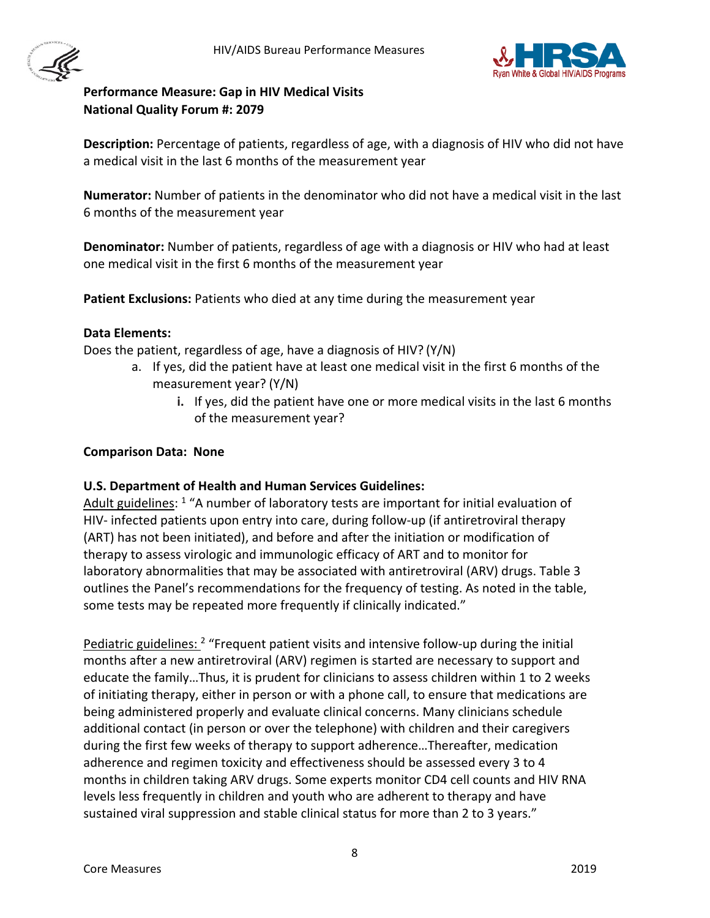**Performance Measure: Gap in HIV Medical Visits**
**National Quality Forum #: 2079**

**Description:** Percentage of patients, regardless of age, with a diagnosis of HIV who did not have a medical visit in the last 6 months of the measurement year

**Numerator:** Number of patients in the denominator who did not have a medical visit in the last 6 months of the measurement year

**Denominator:** Number of patients, regardless of age with a diagnosis or HIV who had at least one medical visit in the first 6 months of the measurement year

**Patient Exclusions:** Patients who died at any time during the measurement year

**Data Elements:**

Does the patient, regardless of age, have a diagnosis of HIV? (Y/N)

a. If yes, did the patient have at least one medical visit in the first 6 months of the measurement year? (Y/N)
   - **i.** If yes, did the patient have one or more medical visits in the last 6 months of the measurement year?

**Comparison Data: None**

**U.S. Department of Health and Human Services Guidelines:**

Adult guidelines: [1] "A number of laboratory tests are important for initial evaluation of HIV- infected patients upon entry into care, during follow-up (if antiretroviral therapy (ART) has not been initiated), and before and after the initiation or modification of therapy to assess virologic and immunologic efficacy of ART and to monitor for laboratory abnormalities that may be associated with antiretroviral (ARV) drugs. Table 3 outlines the Panel's recommendations for the frequency of testing. As noted in the table, some tests may be repeated more frequently if clinically indicated."

Pediatric guidelines: [2] "Frequent patient visits and intensive follow-up during the initial months after a new antiretroviral (ARV) regimen is started are necessary to support and educate the family…Thus, it is prudent for clinicians to assess children within 1 to 2 weeks of initiating therapy, either in person or with a phone call, to ensure that medications are being administered properly and evaluate clinical concerns. Many clinicians schedule additional contact (in person or over the telephone) with children and their caregivers during the first few weeks of therapy to support adherence…Thereafter, medication adherence and regimen toxicity and effectiveness should be assessed every 3 to 4 months in children taking ARV drugs. Some experts monitor CD4 cell counts and HIV RNA levels less frequently in children and youth who are adherent to therapy and have sustained viral suppression and stable clinical status for more than 2 to 3 years."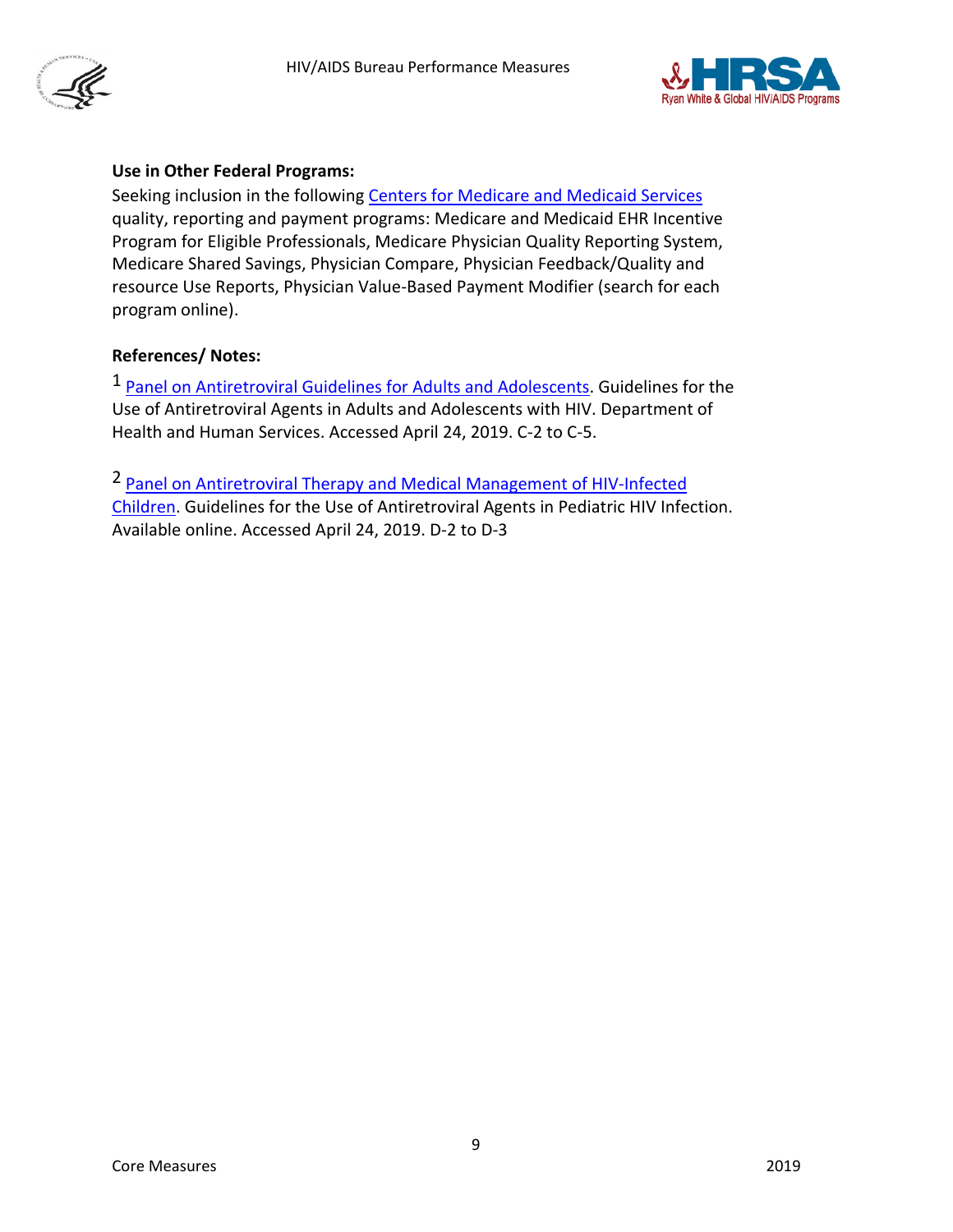**Use in Other Federal Programs:**

Seeking inclusion in the following Centers for Medicare and Medicaid Services quality, reporting and payment programs: Medicare and Medicaid EHR Incentive Program for Eligible Professionals, Medicare Physician Quality Reporting System, Medicare Shared Savings, Physician Compare, Physician Feedback/Quality and resource Use Reports, Physician Value-Based Payment Modifier (search for each program online).

**References/ Notes:**

[1] Panel on Antiretroviral Guidelines for Adults and Adolescents. Guidelines for the Use of Antiretroviral Agents in Adults and Adolescents with HIV. Department of Health and Human Services. Accessed April 24, 2019. C-2 to C-5.

[2] Panel on Antiretroviral Therapy and Medical Management of HIV-Infected Children. Guidelines for the Use of Antiretroviral Agents in Pediatric HIV Infection. Available online. Accessed April 24, 2019. D-2 to D-3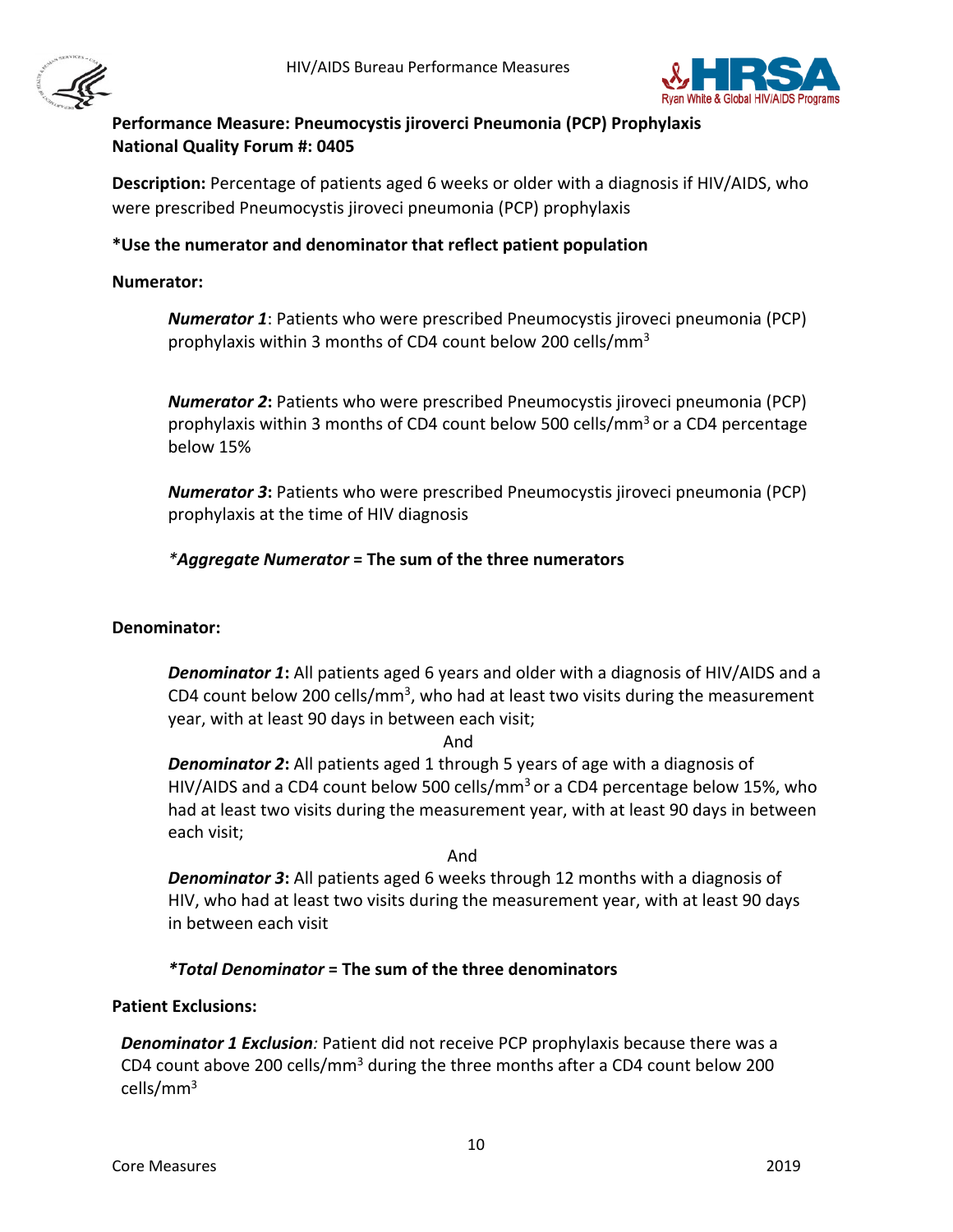**Performance Measure: Pneumocystis jiroverci Pneumonia (PCP) Prophylaxis**
**National Quality Forum #: 0405**

**Description:** Percentage of patients aged 6 weeks or older with a diagnosis if HIV/AIDS, who were prescribed Pneumocystis jiroveci pneumonia (PCP) prophylaxis

**\*Use the numerator and denominator that reflect patient population**

**Numerator:**

> ***Numerator 1***: Patients who were prescribed Pneumocystis jiroveci pneumonia (PCP) prophylaxis within 3 months of CD4 count below 200 cells/mm$^3$
>
> ***Numerator 2*****:** Patients who were prescribed Pneumocystis jiroveci pneumonia (PCP) prophylaxis within 3 months of CD4 count below 500 cells/mm$^3$ or a CD4 percentage below 15%
>
> ***Numerator 3*****:** Patients who were prescribed Pneumocystis jiroveci pneumonia (PCP) prophylaxis at the time of HIV diagnosis
>
> *\*Aggregate Numerator* **= The sum of the three numerators**

**Denominator:**

> ***Denominator 1*****:** All patients aged 6 years and older with a diagnosis of HIV/AIDS and a CD4 count below 200 cells/mm$^3$, who had at least two visits during the measurement year, with at least 90 days in between each visit;
>
> And
>
> ***Denominator 2*****:** All patients aged 1 through 5 years of age with a diagnosis of HIV/AIDS and a CD4 count below 500 cells/mm$^3$ or a CD4 percentage below 15%, who had at least two visits during the measurement year, with at least 90 days in between each visit;
>
> And
>
> ***Denominator 3*****:** All patients aged 6 weeks through 12 months with a diagnosis of HIV, who had at least two visits during the measurement year, with at least 90 days in between each visit
>
> ***\*Total Denominator*** **= The sum of the three denominators**

**Patient Exclusions:**

***Denominator 1 Exclusion****:* Patient did not receive PCP prophylaxis because there was a CD4 count above 200 cells/mm$^3$ during the three months after a CD4 count below 200 cells/mm$^3$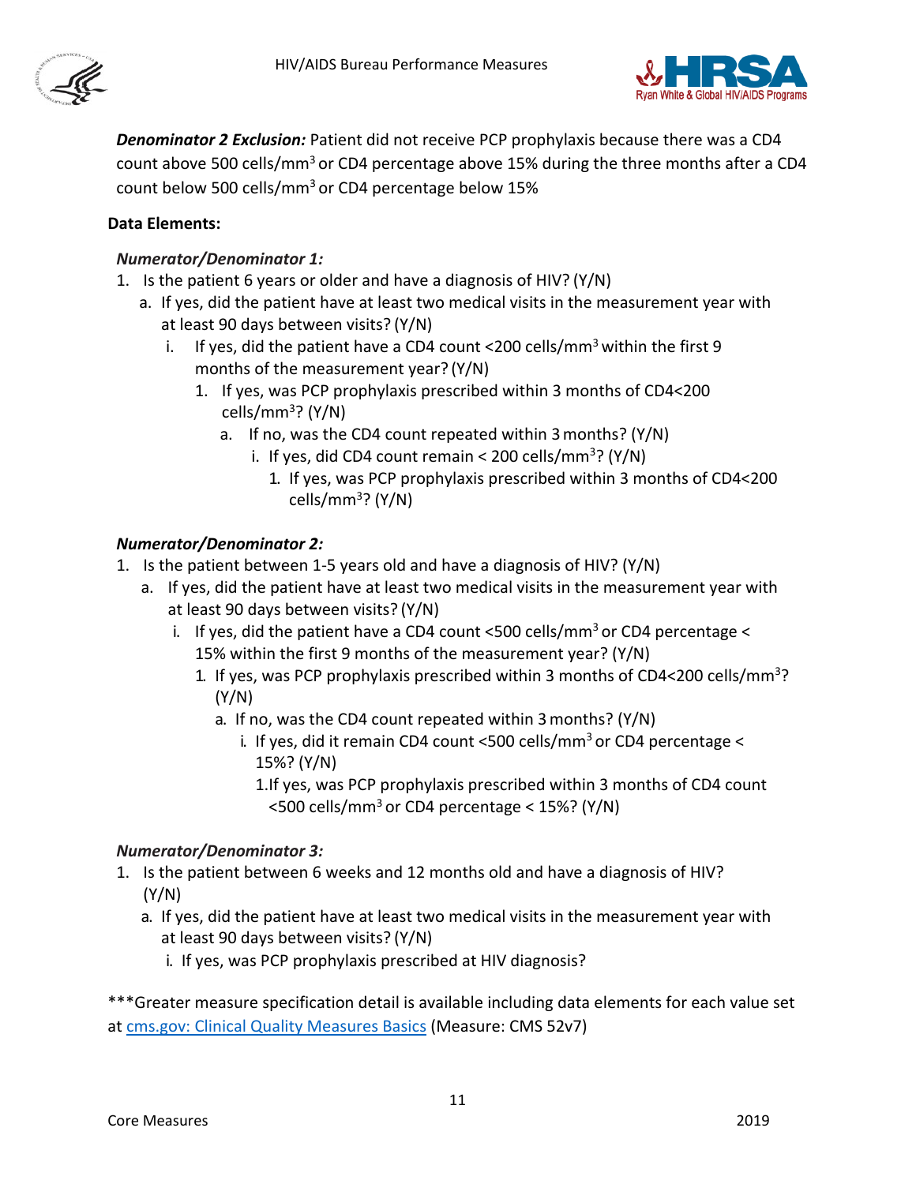***Denominator 2 Exclusion:*** Patient did not receive PCP prophylaxis because there was a CD4 count above 500 cells/mm$^3$ or CD4 percentage above 15% during the three months after a CD4 count below 500 cells/mm$^3$ or CD4 percentage below 15%

**Data Elements:**

*Numerator/Denominator 1:*

1. Is the patient 6 years or older and have a diagnosis of HIV? (Y/N)
   a. If yes, did the patient have at least two medical visits in the measurement year with at least 90 days between visits? (Y/N)
      i. If yes, did the patient have a CD4 count <200 cells/mm$^3$ within the first 9 months of the measurement year? (Y/N)
         1. If yes, was PCP prophylaxis prescribed within 3 months of CD4<200 cells/mm$^3$? (Y/N)
            a. If no, was the CD4 count repeated within 3 months? (Y/N)
               i. If yes, did CD4 count remain < 200 cells/mm$^3$? (Y/N)
                  1. If yes, was PCP prophylaxis prescribed within 3 months of CD4<200 cells/mm$^3$? (Y/N)

*Numerator/Denominator 2:*

1. Is the patient between 1-5 years old and have a diagnosis of HIV? (Y/N)
   a. If yes, did the patient have at least two medical visits in the measurement year with at least 90 days between visits? (Y/N)
      i. If yes, did the patient have a CD4 count <500 cells/mm$^3$ or CD4 percentage < 15% within the first 9 months of the measurement year? (Y/N)
         1. If yes, was PCP prophylaxis prescribed within 3 months of CD4<200 cells/mm$^3$? (Y/N)
            a. If no, was the CD4 count repeated within 3 months? (Y/N)
               i. If yes, did it remain CD4 count <500 cells/mm$^3$ or CD4 percentage < 15%? (Y/N)
                  1. If yes, was PCP prophylaxis prescribed within 3 months of CD4 count <500 cells/mm$^3$ or CD4 percentage < 15%? (Y/N)

*Numerator/Denominator 3:*

1. Is the patient between 6 weeks and 12 months old and have a diagnosis of HIV? (Y/N)
   a. If yes, did the patient have at least two medical visits in the measurement year with at least 90 days between visits? (Y/N)
      i. If yes, was PCP prophylaxis prescribed at HIV diagnosis?

***Greater measure specification detail is available including data elements for each value set at cms.gov: Clinical Quality Measures Basics (Measure: CMS 52v7)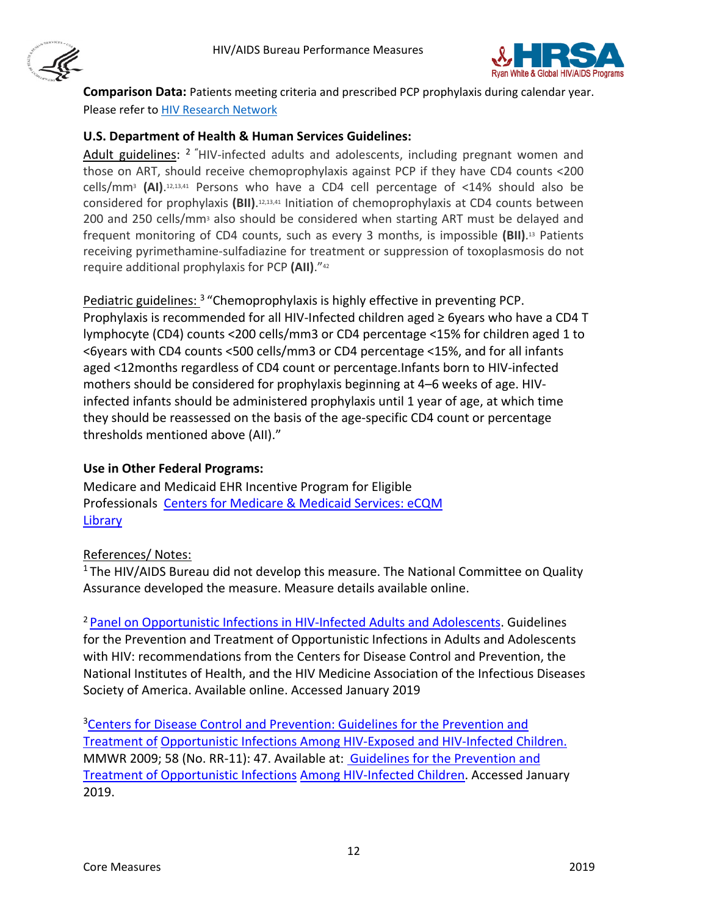**Comparison Data:** Patients meeting criteria and prescribed PCP prophylaxis during calendar year. Please refer to HIV Research Network

**U.S. Department of Health & Human Services Guidelines:**

Adult guidelines: [2] "HIV-infected adults and adolescents, including pregnant women and those on ART, should receive chemoprophylaxis against PCP if they have CD4 counts <200 cells/mm³ **(AI)**.[12,13,41] Persons who have a CD4 cell percentage of <14% should also be considered for prophylaxis **(BII)**.[12,13,41] Initiation of chemoprophylaxis at CD4 counts between 200 and 250 cells/mm³ also should be considered when starting ART must be delayed and frequent monitoring of CD4 counts, such as every 3 months, is impossible **(BII)**.[13] Patients receiving pyrimethamine-sulfadiazine for treatment or suppression of toxoplasmosis do not require additional prophylaxis for PCP **(AII)**."[42]

Pediatric guidelines: [3] "Chemoprophylaxis is highly effective in preventing PCP. Prophylaxis is recommended for all HIV-Infected children aged ≥ 6years who have a CD4 T lymphocyte (CD4) counts <200 cells/mm3 or CD4 percentage <15% for children aged 1 to <6years with CD4 counts <500 cells/mm3 or CD4 percentage <15%, and for all infants aged <12months regardless of CD4 count or percentage.Infants born to HIV-infected mothers should be considered for prophylaxis beginning at 4–6 weeks of age. HIV-infected infants should be administered prophylaxis until 1 year of age, at which time they should be reassessed on the basis of the age-specific CD4 count or percentage thresholds mentioned above (AII)."

**Use in Other Federal Programs:**

Medicare and Medicaid EHR Incentive Program for Eligible Professionals Centers for Medicare & Medicaid Services: eCQM Library

References/ Notes:

[1] The HIV/AIDS Bureau did not develop this measure. The National Committee on Quality Assurance developed the measure. Measure details available online.

[2] Panel on Opportunistic Infections in HIV-Infected Adults and Adolescents. Guidelines for the Prevention and Treatment of Opportunistic Infections in Adults and Adolescents with HIV: recommendations from the Centers for Disease Control and Prevention, the National Institutes of Health, and the HIV Medicine Association of the Infectious Diseases Society of America. Available online. Accessed January 2019

[3] Centers for Disease Control and Prevention: Guidelines for the Prevention and Treatment of Opportunistic Infections Among HIV-Exposed and HIV-Infected Children. MMWR 2009; 58 (No. RR-11): 47. Available at: Guidelines for the Prevention and Treatment of Opportunistic Infections Among HIV-Infected Children. Accessed January 2019.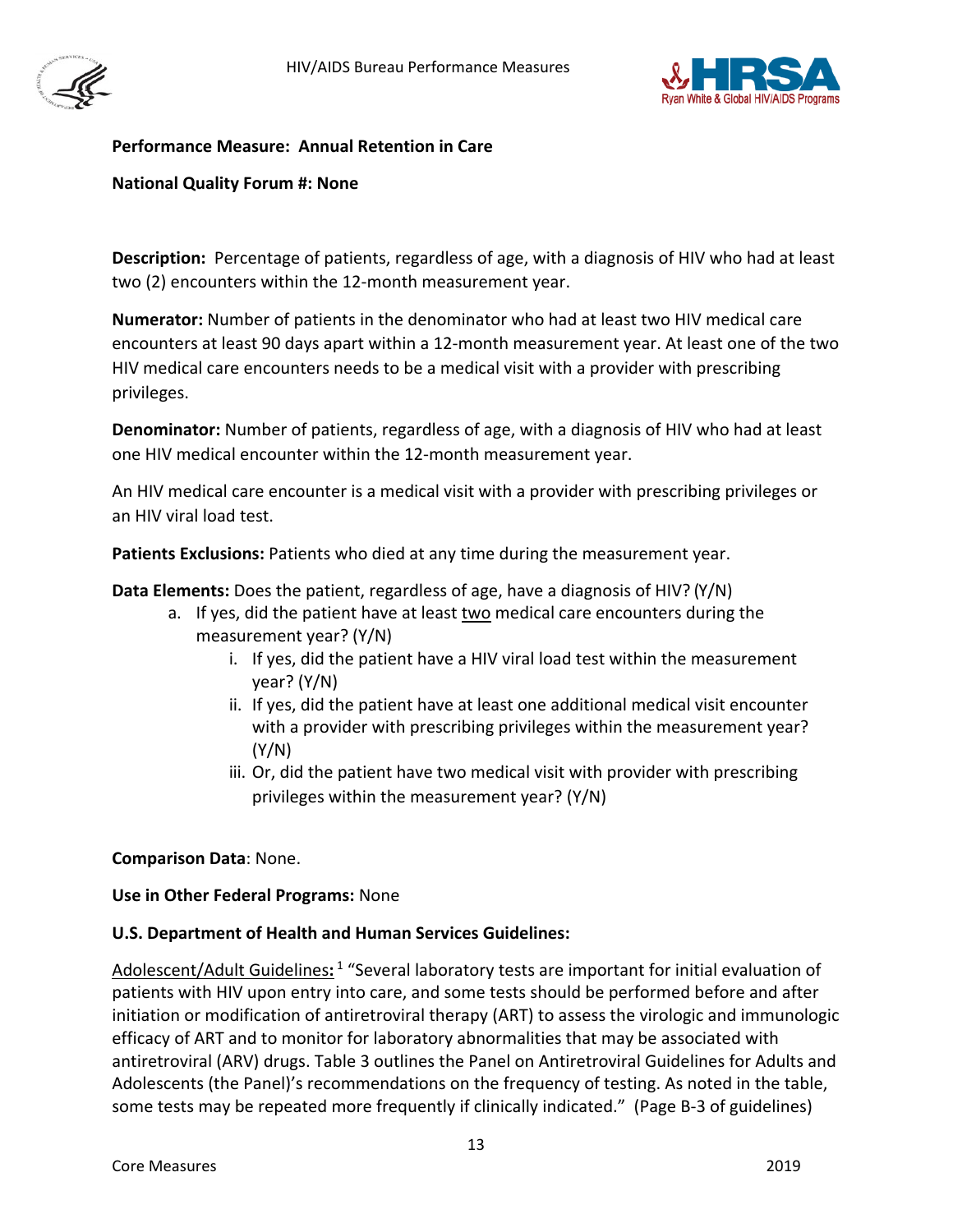**Performance Measure: Annual Retention in Care**

**National Quality Forum #: None**

**Description:** Percentage of patients, regardless of age, with a diagnosis of HIV who had at least two (2) encounters within the 12-month measurement year.

**Numerator:** Number of patients in the denominator who had at least two HIV medical care encounters at least 90 days apart within a 12-month measurement year. At least one of the two HIV medical care encounters needs to be a medical visit with a provider with prescribing privileges.

**Denominator:** Number of patients, regardless of age, with a diagnosis of HIV who had at least one HIV medical encounter within the 12-month measurement year.

An HIV medical care encounter is a medical visit with a provider with prescribing privileges or an HIV viral load test.

**Patients Exclusions:** Patients who died at any time during the measurement year.

**Data Elements:** Does the patient, regardless of age, have a diagnosis of HIV? (Y/N)

a. If yes, did the patient have at least two medical care encounters during the measurement year? (Y/N)
    i. If yes, did the patient have a HIV viral load test within the measurement year? (Y/N)
    ii. If yes, did the patient have at least one additional medical visit encounter with a provider with prescribing privileges within the measurement year? (Y/N)
    iii. Or, did the patient have two medical visit with provider with prescribing privileges within the measurement year? (Y/N)

**Comparison Data**: None.

**Use in Other Federal Programs:** None

**U.S. Department of Health and Human Services Guidelines:**

Adolescent/Adult Guidelines**:** [1] "Several laboratory tests are important for initial evaluation of patients with HIV upon entry into care, and some tests should be performed before and after initiation or modification of antiretroviral therapy (ART) to assess the virologic and immunologic efficacy of ART and to monitor for laboratory abnormalities that may be associated with antiretroviral (ARV) drugs. Table 3 outlines the Panel on Antiretroviral Guidelines for Adults and Adolescents (the Panel)'s recommendations on the frequency of testing. As noted in the table, some tests may be repeated more frequently if clinically indicated." (Page B-3 of guidelines)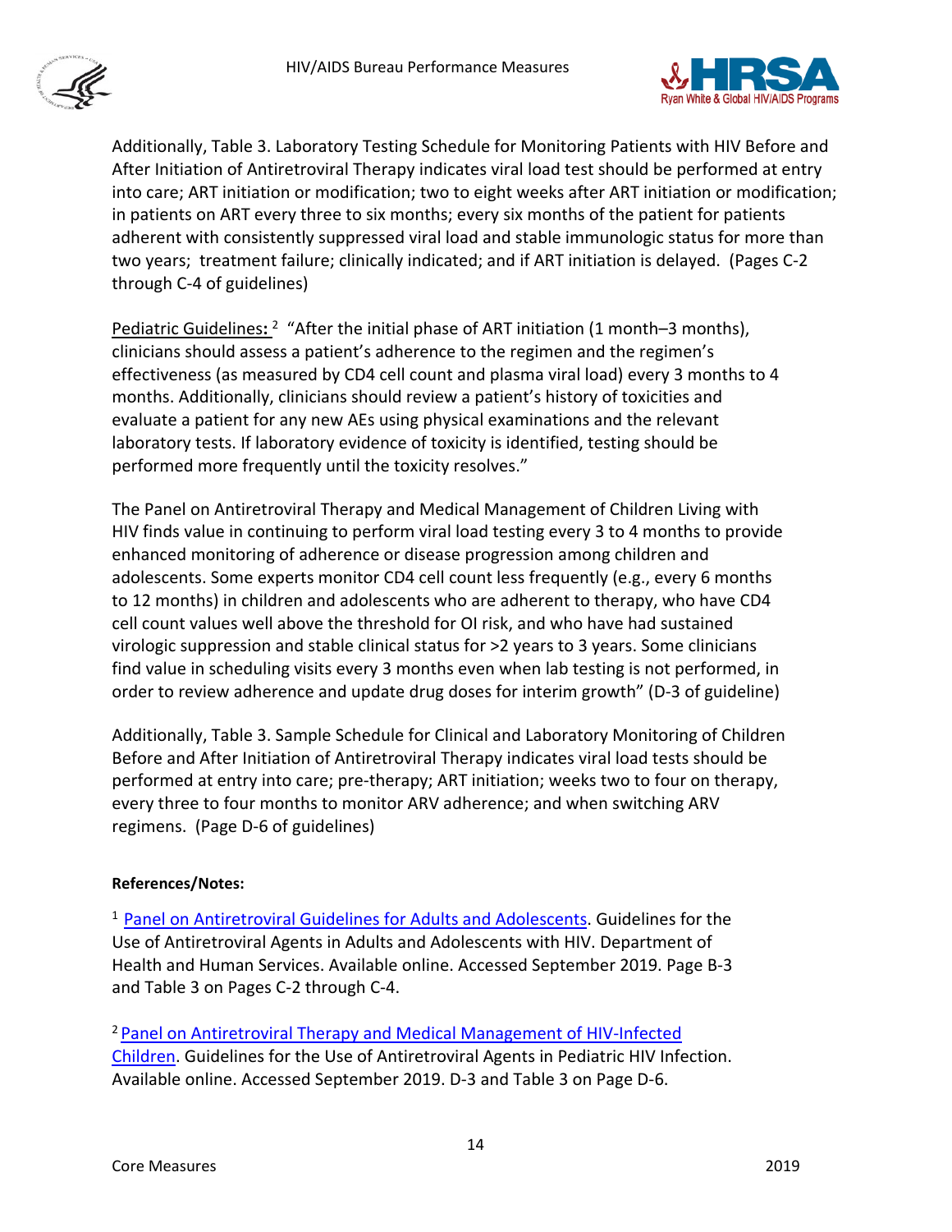Additionally, Table 3. Laboratory Testing Schedule for Monitoring Patients with HIV Before and After Initiation of Antiretroviral Therapy indicates viral load test should be performed at entry into care; ART initiation or modification; two to eight weeks after ART initiation or modification; in patients on ART every three to six months; every six months of the patient for patients adherent with consistently suppressed viral load and stable immunologic status for more than two years; treatment failure; clinically indicated; and if ART initiation is delayed. (Pages C-2 through C-4 of guidelines)

Pediatric Guidelines: [2] "After the initial phase of ART initiation (1 month–3 months), clinicians should assess a patient's adherence to the regimen and the regimen's effectiveness (as measured by CD4 cell count and plasma viral load) every 3 months to 4 months. Additionally, clinicians should review a patient's history of toxicities and evaluate a patient for any new AEs using physical examinations and the relevant laboratory tests. If laboratory evidence of toxicity is identified, testing should be performed more frequently until the toxicity resolves."

The Panel on Antiretroviral Therapy and Medical Management of Children Living with HIV finds value in continuing to perform viral load testing every 3 to 4 months to provide enhanced monitoring of adherence or disease progression among children and adolescents. Some experts monitor CD4 cell count less frequently (e.g., every 6 months to 12 months) in children and adolescents who are adherent to therapy, who have CD4 cell count values well above the threshold for OI risk, and who have had sustained virologic suppression and stable clinical status for >2 years to 3 years. Some clinicians find value in scheduling visits every 3 months even when lab testing is not performed, in order to review adherence and update drug doses for interim growth" (D-3 of guideline)

Additionally, Table 3. Sample Schedule for Clinical and Laboratory Monitoring of Children Before and After Initiation of Antiretroviral Therapy indicates viral load tests should be performed at entry into care; pre-therapy; ART initiation; weeks two to four on therapy, every three to four months to monitor ARV adherence; and when switching ARV regimens. (Page D-6 of guidelines)

**References/Notes:**

[1] Panel on Antiretroviral Guidelines for Adults and Adolescents. Guidelines for the Use of Antiretroviral Agents in Adults and Adolescents with HIV. Department of Health and Human Services. Available online. Accessed September 2019. Page B-3 and Table 3 on Pages C-2 through C-4.

[2] Panel on Antiretroviral Therapy and Medical Management of HIV-Infected Children. Guidelines for the Use of Antiretroviral Agents in Pediatric HIV Infection. Available online. Accessed September 2019. D-3 and Table 3 on Page D-6.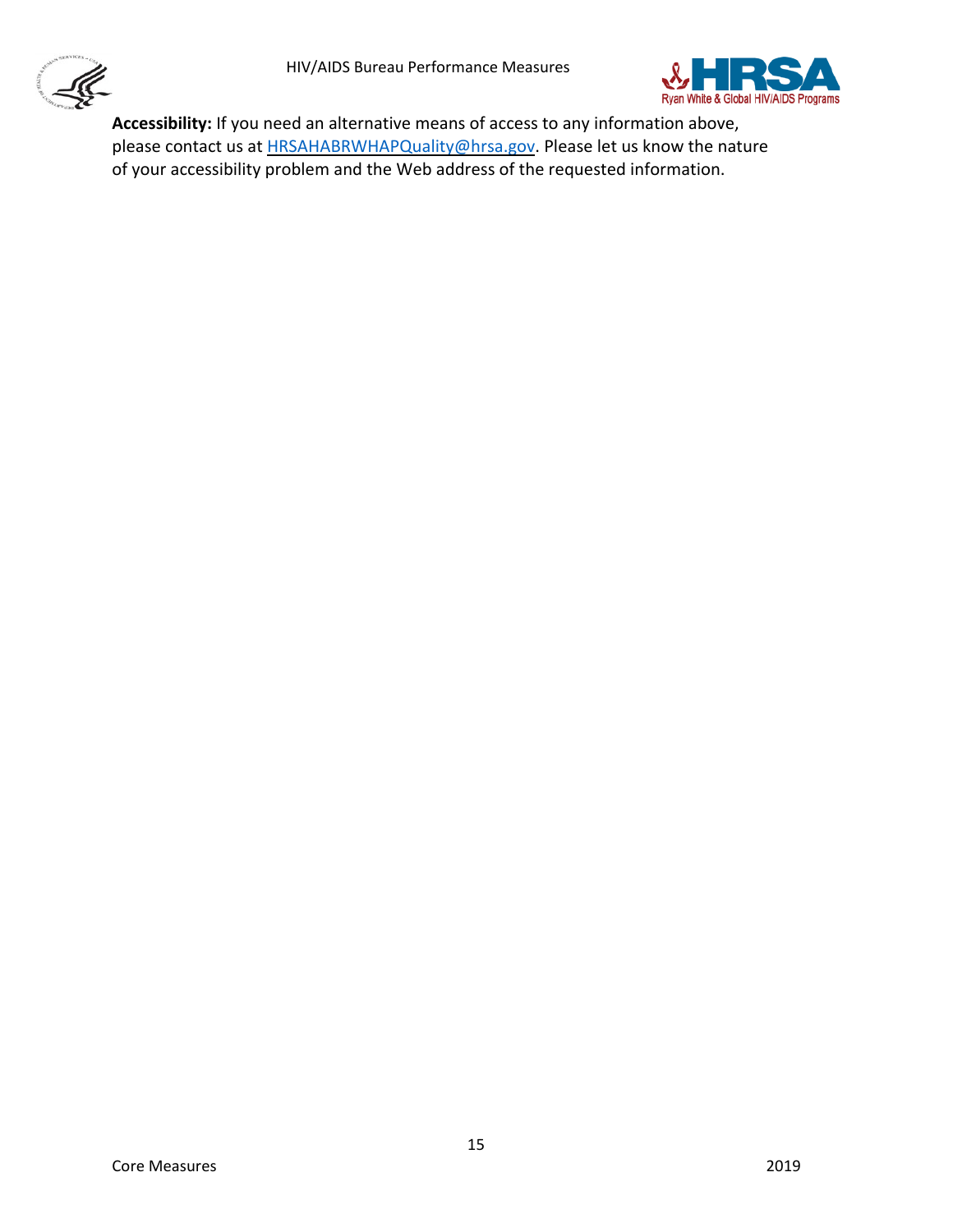**Accessibility:** If you need an alternative means of access to any information above, please contact us at HRSAHABRWHAPQuality@hrsa.gov. Please let us know the nature of your accessibility problem and the Web address of the requested information.